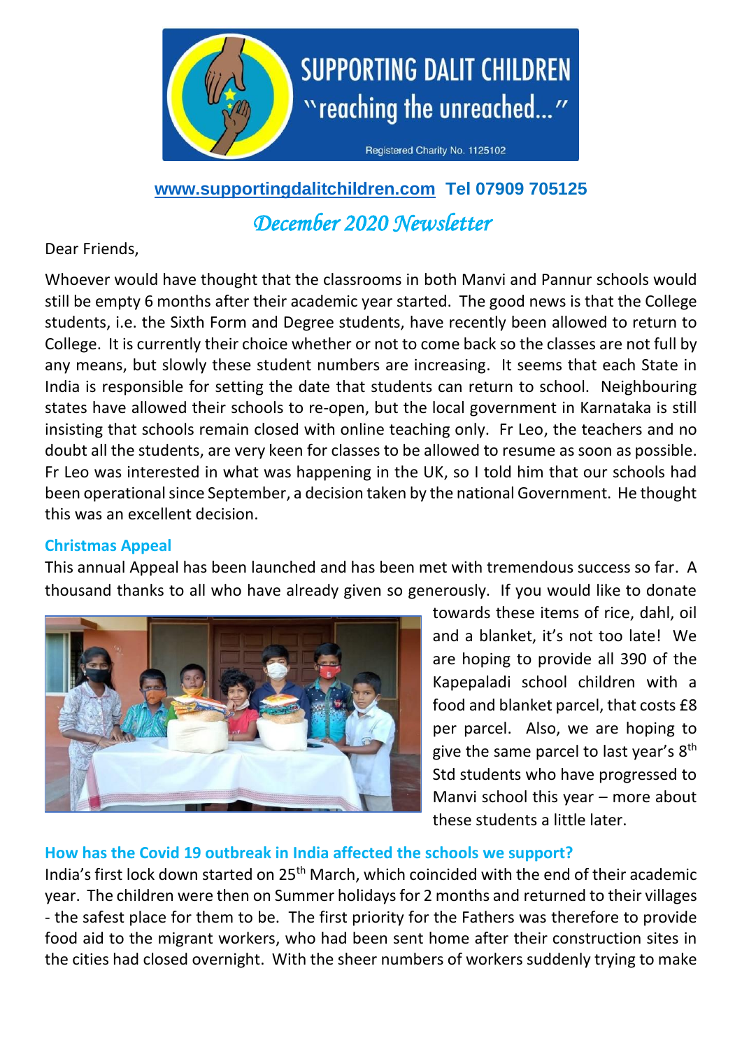# SUPPORTING DALIT CHILDREN

"reaching the unreached..."

Registered Charity No. 1125102

**www.supportingdalitchildren.com Tel 07909 705125**

## *December 2020 Newsletter*

Dear Friends,

Whoever would have thought that the classrooms in both Manvi and Pannur schools would still be empty 6 months after their academic year started. The good news is that the College students, i.e. the Sixth Form and Degree students, have recently been allowed to return to College. It is currently their choice whether or not to come back so the classes are not full by any means, but slowly these student numbers are increasing. It seems that each State in India is responsible for setting the date that students can return to school. Neighbouring states have allowed their schools to re-open, but the local government in Karnataka is still insisting that schools remain closed with online teaching only. Fr Leo, the teachers and no doubt all the students, are very keen for classes to be allowed to resume as soon as possible. Fr Leo was interested in what was happening in the UK, so I told him that our schools had been operational since September, a decision taken by the national Government. He thought this was an excellent decision.

### Christmas Appeal

This annual Appeal has been launched and has been met with tremendous success so far. A thousand thanks to all who have already given so generously. If you would like to donate towards these items of rice, dahl, oil and a blanket, it's not too late! We are hoping to provide all 390 of the Kapepaladi school children with a food and blanket parcel, that costs £8 per parcel. Also, we are hoping to give the same parcel to last year's 8th Std students who have progressed to Manvi school this year – more about these students a little later.

### How has the Covid 19 outbreak in India affected the schools we support?

India's first lock down started on 25th March, which coincided with the end of their academic year. The children were then on Summer holidays for 2 months and returned to their villages - the safest place for them to be. The first priority for the Fathers was therefore to provide food aid to the migrant workers, who had been sent home after their construction sites in the cities had closed overnight. With the sheer numbers of workers suddenly trying to make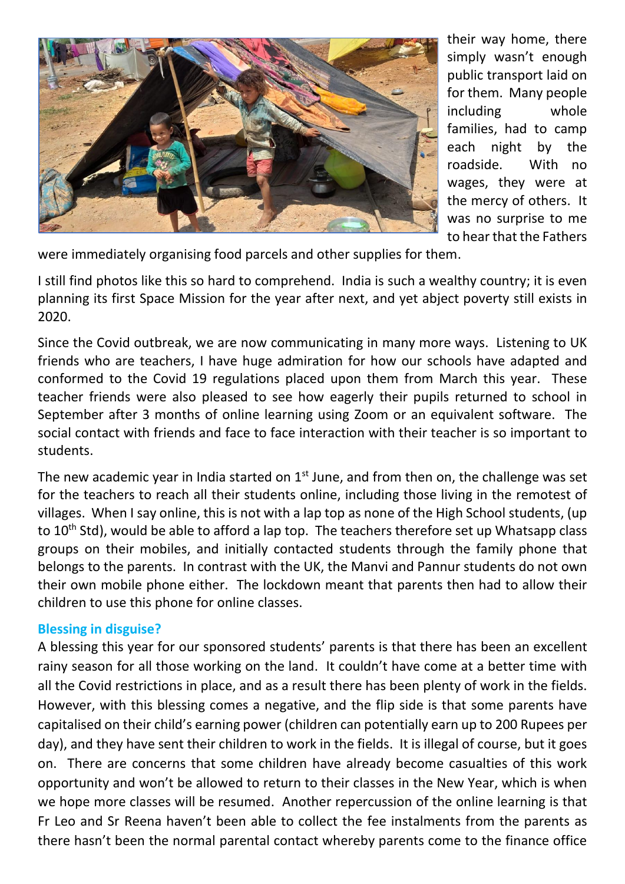their way home, there simply wasn't enough public transport laid on for them. Many people including whole families, had to camp each night by the roadside. With no wages, they were at the mercy of others. It was no surprise to me to hear that the Fathers were immediately organising food parcels and other supplies for them.

I still find photos like this so hard to comprehend. India is such a wealthy country; it is even planning its first Space Mission for the year after next, and yet abject poverty still exists in 2020.

Since the Covid outbreak, we are now communicating in many more ways. Listening to UK friends who are teachers, I have huge admiration for how our schools have adapted and conformed to the Covid 19 regulations placed upon them from March this year. These teacher friends were also pleased to see how eagerly their pupils returned to school in September after 3 months of online learning using Zoom or an equivalent software. The social contact with friends and face to face interaction with their teacher is so important to students.

The new academic year in India started on 1st June, and from then on, the challenge was set for the teachers to reach all their students online, including those living in the remotest of villages. When I say online, this is not with a lap top as none of the High School students, (up to 10th Std), would be able to afford a lap top. The teachers therefore set up Whatsapp class groups on their mobiles, and initially contacted students through the family phone that belongs to the parents. In contrast with the UK, the Manvi and Pannur students do not own their own mobile phone either. The lockdown meant that parents then had to allow their children to use this phone for online classes.

### Blessing in disguise?

A blessing this year for our sponsored students' parents is that there has been an excellent rainy season for all those working on the land. It couldn't have come at a better time with all the Covid restrictions in place, and as a result there has been plenty of work in the fields. However, with this blessing comes a negative, and the flip side is that some parents have capitalised on their child's earning power (children can potentially earn up to 200 Rupees per day), and they have sent their children to work in the fields. It is illegal of course, but it goes on. There are concerns that some children have already become casualties of this work opportunity and won't be allowed to return to their classes in the New Year, which is when we hope more classes will be resumed. Another repercussion of the online learning is that Fr Leo and Sr Reena haven't been able to collect the fee instalments from the parents as there hasn't been the normal parental contact whereby parents come to the finance office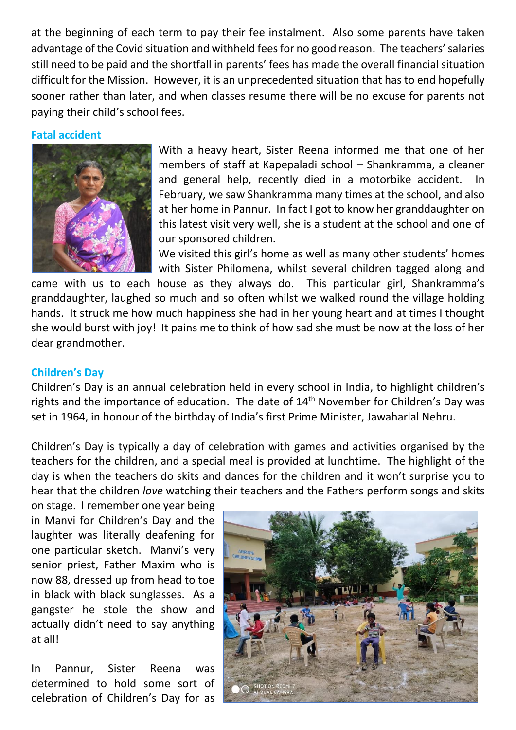at the beginning of each term to pay their fee instalment. Also some parents have taken advantage of the Covid situation and withheld fees for no good reason. The teachers' salaries still need to be paid and the shortfall in parents' fees has made the overall financial situation difficult for the Mission. However, it is an unprecedented situation that has to end hopefully sooner rather than later, and when classes resume there will be no excuse for parents not paying their child's school fees.

### Fatal accident

With a heavy heart, Sister Reena informed me that one of her members of staff at Kapepaladi school – Shankramma, a cleaner and general help, recently died in a motorbike accident. In February, we saw Shankramma many times at the school, and also at her home in Pannur. In fact I got to know her granddaughter on this latest visit very well, she is a student at the school and one of our sponsored children.

We visited this girl's home as well as many other students' homes with Sister Philomena, whilst several children tagged along and came with us to each house as they always do. This particular girl, Shankramma's granddaughter, laughed so much and so often whilst we walked round the village holding hands. It struck me how much happiness she had in her young heart and at times I thought she would burst with joy! It pains me to think of how sad she must be now at the loss of her dear grandmother.

### Children's Day

Children's Day is an annual celebration held in every school in India, to highlight children's rights and the importance of education. The date of 14th November for Children's Day was set in 1964, in honour of the birthday of India's first Prime Minister, Jawaharlal Nehru.

Children's Day is typically a day of celebration with games and activities organised by the teachers for the children, and a special meal is provided at lunchtime. The highlight of the day is when the teachers do skits and dances for the children and it won't surprise you to hear that the children *love* watching their teachers and the Fathers perform songs and skits on stage. I remember one year being in Manvi for Children's Day and the laughter was literally deafening for one particular sketch. Manvi's very senior priest, Father Maxim who is now 88, dressed up from head to toe in black with black sunglasses. As a gangster he stole the show and actually didn't need to say anything at all!

In Pannur, Sister Reena was determined to hold some sort of celebration of Children's Day for as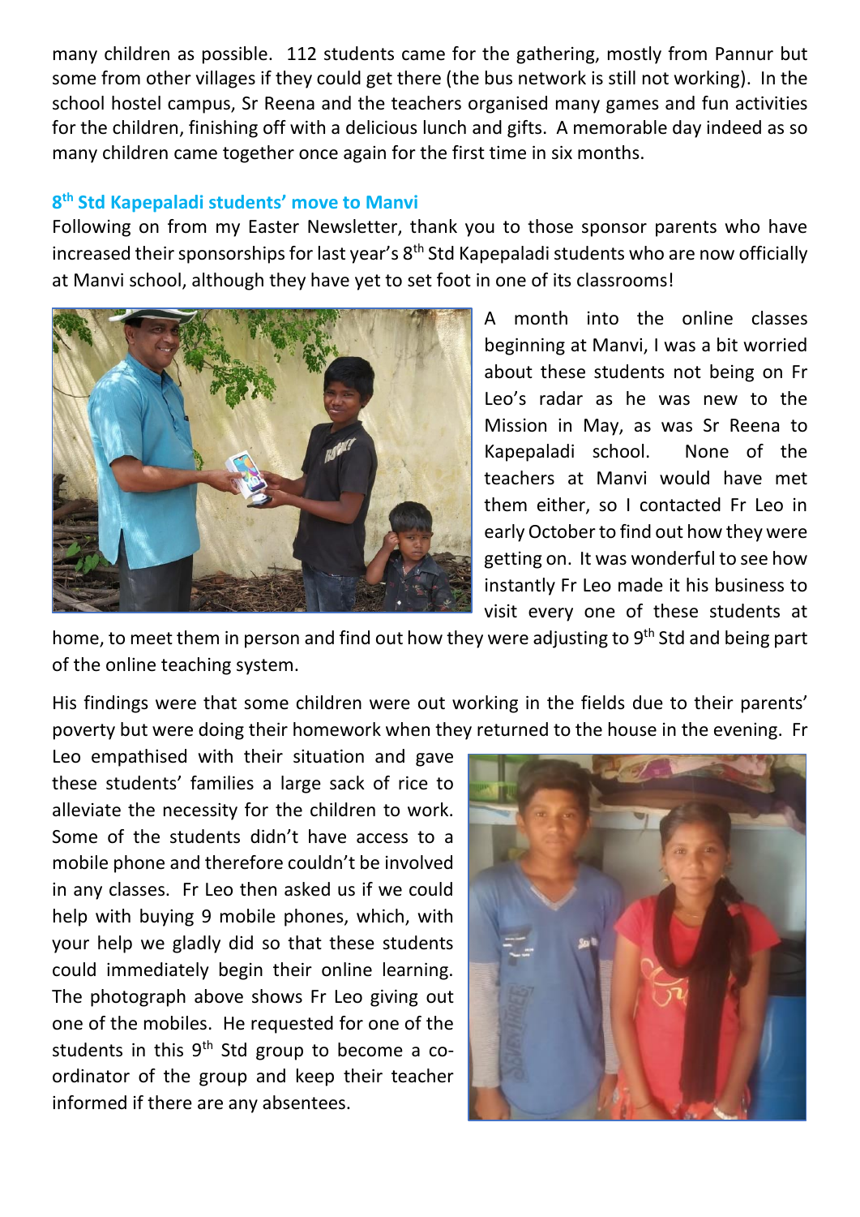many children as possible. 112 students came for the gathering, mostly from Pannur but some from other villages if they could get there (the bus network is still not working). In the school hostel campus, Sr Reena and the teachers organised many games and fun activities for the children, finishing off with a delicious lunch and gifts. A memorable day indeed as so many children came together once again for the first time in six months.

### 8th Std Kapepaladi students' move to Manvi

Following on from my Easter Newsletter, thank you to those sponsor parents who have increased their sponsorships for last year's 8th Std Kapepaladi students who are now officially at Manvi school, although they have yet to set foot in one of its classrooms!

A month into the online classes beginning at Manvi, I was a bit worried about these students not being on Fr Leo's radar as he was new to the Mission in May, as was Sr Reena to Kapepaladi school. None of the teachers at Manvi would have met them either, so I contacted Fr Leo in early October to find out how they were getting on. It was wonderful to see how instantly Fr Leo made it his business to visit every one of these students at home, to meet them in person and find out how they were adjusting to 9th Std and being part of the online teaching system.

His findings were that some children were out working in the fields due to their parents' poverty but were doing their homework when they returned to the house in the evening. Fr Leo empathised with their situation and gave these students' families a large sack of rice to alleviate the necessity for the children to work. Some of the students didn't have access to a mobile phone and therefore couldn't be involved in any classes. Fr Leo then asked us if we could help with buying 9 mobile phones, which, with your help we gladly did so that these students could immediately begin their online learning. The photograph above shows Fr Leo giving out one of the mobiles. He requested for one of the students in this 9th Std group to become a co-ordinator of the group and keep their teacher informed if there are any absentees.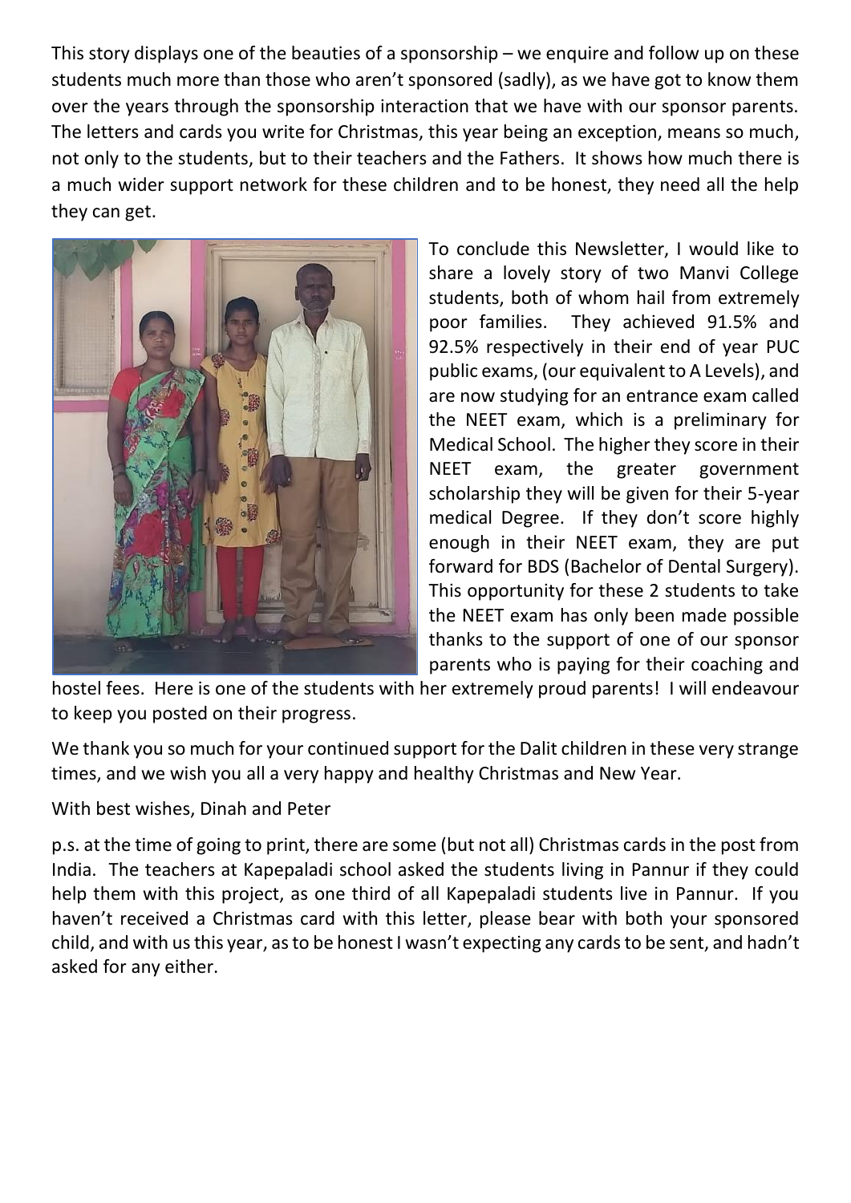This story displays one of the beauties of a sponsorship – we enquire and follow up on these students much more than those who aren't sponsored (sadly), as we have got to know them over the years through the sponsorship interaction that we have with our sponsor parents. The letters and cards you write for Christmas, this year being an exception, means so much, not only to the students, but to their teachers and the Fathers. It shows how much there is a much wider support network for these children and to be honest, they need all the help they can get.

To conclude this Newsletter, I would like to share a lovely story of two Manvi College students, both of whom hail from extremely poor families. They achieved 91.5% and 92.5% respectively in their end of year PUC public exams, (our equivalent to A Levels), and are now studying for an entrance exam called the NEET exam, which is a preliminary for Medical School. The higher they score in their NEET exam, the greater government scholarship they will be given for their 5-year medical Degree. If they don't score highly enough in their NEET exam, they are put forward for BDS (Bachelor of Dental Surgery). This opportunity for these 2 students to take the NEET exam has only been made possible thanks to the support of one of our sponsor parents who is paying for their coaching and hostel fees. Here is one of the students with her extremely proud parents! I will endeavour to keep you posted on their progress.

We thank you so much for your continued support for the Dalit children in these very strange times, and we wish you all a very happy and healthy Christmas and New Year.

With best wishes, Dinah and Peter

p.s. at the time of going to print, there are some (but not all) Christmas cards in the post from India. The teachers at Kapepaladi school asked the students living in Pannur if they could help them with this project, as one third of all Kapepaladi students live in Pannur. If you haven't received a Christmas card with this letter, please bear with both your sponsored child, and with us this year, as to be honest I wasn't expecting any cards to be sent, and hadn't asked for any either.